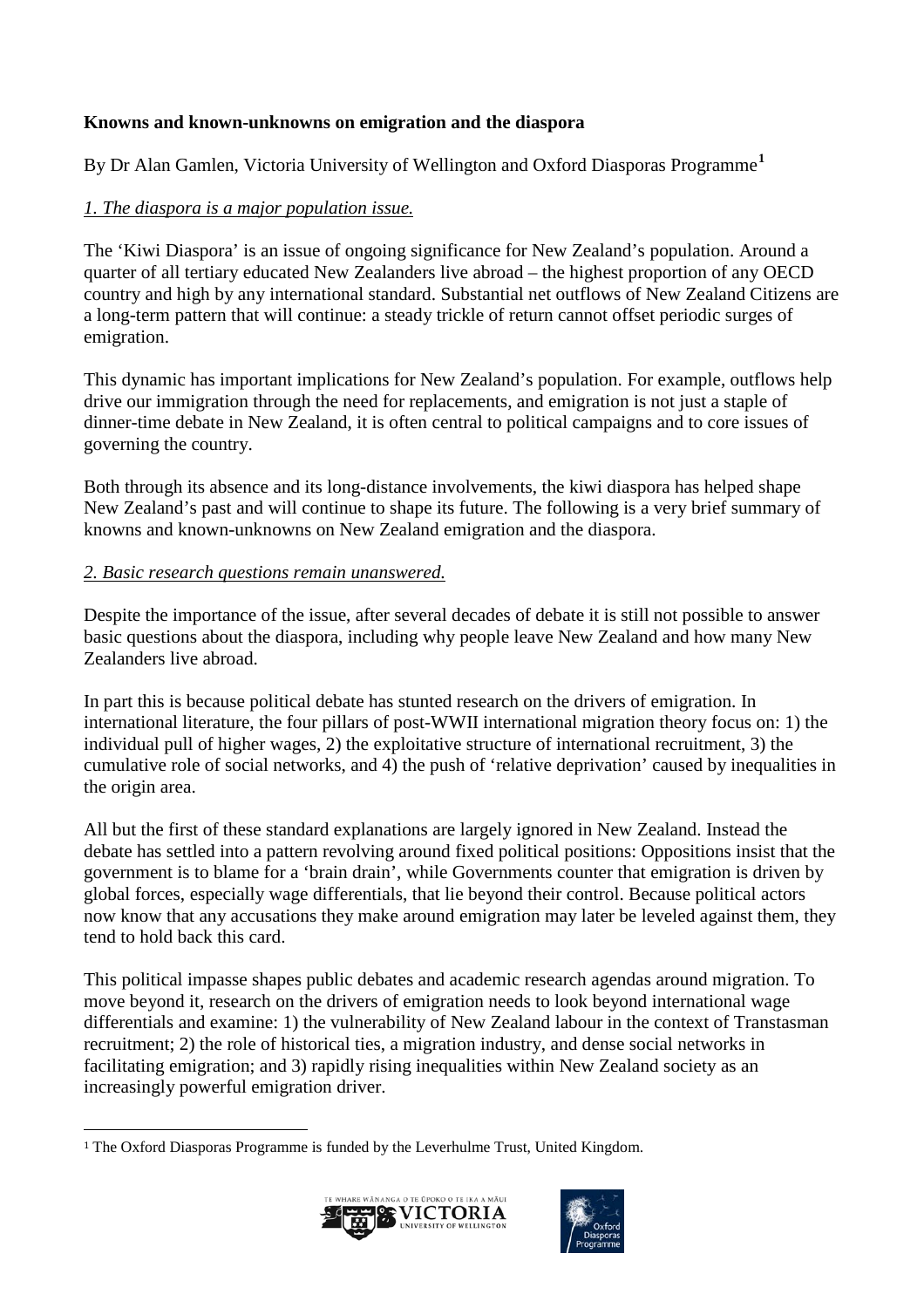**Knowns and known-unknowns on emigration and the diaspora**

By Dr Alan Gamlen, Victoria University of Wellington and Oxford Diasporas Programme[1]

*1. The diaspora is a major population issue.*

The 'Kiwi Diaspora' is an issue of ongoing significance for New Zealand's population. Around a quarter of all tertiary educated New Zealanders live abroad – the highest proportion of any OECD country and high by any international standard. Substantial net outflows of New Zealand Citizens are a long-term pattern that will continue: a steady trickle of return cannot offset periodic surges of emigration.

This dynamic has important implications for New Zealand's population. For example, outflows help drive our immigration through the need for replacements, and emigration is not just a staple of dinner-time debate in New Zealand, it is often central to political campaigns and to core issues of governing the country.

Both through its absence and its long-distance involvements, the kiwi diaspora has helped shape New Zealand's past and will continue to shape its future. The following is a very brief summary of knowns and known-unknowns on New Zealand emigration and the diaspora.

*2. Basic research questions remain unanswered.*

Despite the importance of the issue, after several decades of debate it is still not possible to answer basic questions about the diaspora, including why people leave New Zealand and how many New Zealanders live abroad.

In part this is because political debate has stunted research on the drivers of emigration. In international literature, the four pillars of post-WWII international migration theory focus on: 1) the individual pull of higher wages, 2) the exploitative structure of international recruitment, 3) the cumulative role of social networks, and 4) the push of 'relative deprivation' caused by inequalities in the origin area.

All but the first of these standard explanations are largely ignored in New Zealand. Instead the debate has settled into a pattern revolving around fixed political positions: Oppositions insist that the government is to blame for a 'brain drain', while Governments counter that emigration is driven by global forces, especially wage differentials, that lie beyond their control. Because political actors now know that any accusations they make around emigration may later be leveled against them, they tend to hold back this card.

This political impasse shapes public debates and academic research agendas around migration. To move beyond it, research on the drivers of emigration needs to look beyond international wage differentials and examine: 1) the vulnerability of New Zealand labour in the context of Transtasman recruitment; 2) the role of historical ties, a migration industry, and dense social networks in facilitating emigration; and 3) rapidly rising inequalities within New Zealand society as an increasingly powerful emigration driver.

---

[1] The Oxford Diasporas Programme is funded by the Leverhulme Trust, United Kingdom.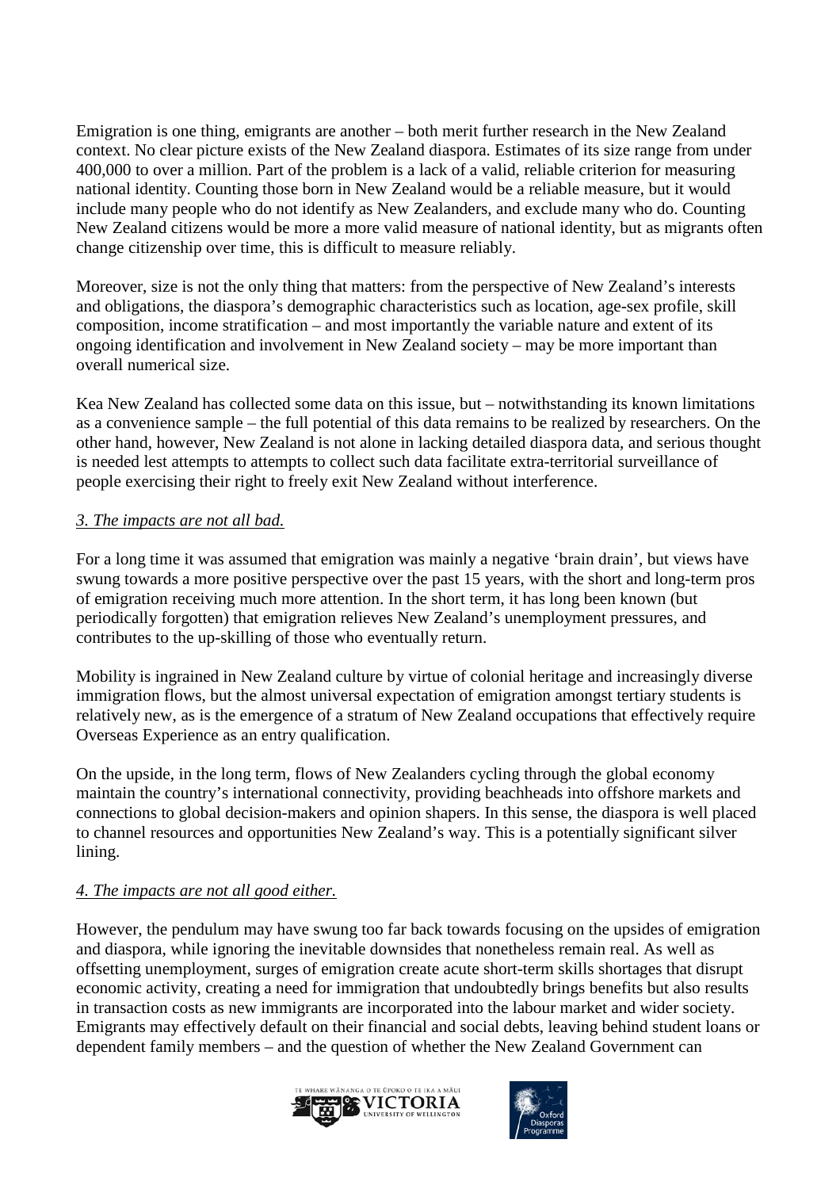Emigration is one thing, emigrants are another – both merit further research in the New Zealand context. No clear picture exists of the New Zealand diaspora. Estimates of its size range from under 400,000 to over a million. Part of the problem is a lack of a valid, reliable criterion for measuring national identity. Counting those born in New Zealand would be a reliable measure, but it would include many people who do not identify as New Zealanders, and exclude many who do. Counting New Zealand citizens would be more a more valid measure of national identity, but as migrants often change citizenship over time, this is difficult to measure reliably.

Moreover, size is not the only thing that matters: from the perspective of New Zealand's interests and obligations, the diaspora's demographic characteristics such as location, age-sex profile, skill composition, income stratification – and most importantly the variable nature and extent of its ongoing identification and involvement in New Zealand society – may be more important than overall numerical size.

Kea New Zealand has collected some data on this issue, but – notwithstanding its known limitations as a convenience sample – the full potential of this data remains to be realized by researchers. On the other hand, however, New Zealand is not alone in lacking detailed diaspora data, and serious thought is needed lest attempts to attempts to collect such data facilitate extra-territorial surveillance of people exercising their right to freely exit New Zealand without interference.

*3. The impacts are not all bad.*

For a long time it was assumed that emigration was mainly a negative 'brain drain', but views have swung towards a more positive perspective over the past 15 years, with the short and long-term pros of emigration receiving much more attention. In the short term, it has long been known (but periodically forgotten) that emigration relieves New Zealand's unemployment pressures, and contributes to the up-skilling of those who eventually return.

Mobility is ingrained in New Zealand culture by virtue of colonial heritage and increasingly diverse immigration flows, but the almost universal expectation of emigration amongst tertiary students is relatively new, as is the emergence of a stratum of New Zealand occupations that effectively require Overseas Experience as an entry qualification.

On the upside, in the long term, flows of New Zealanders cycling through the global economy maintain the country's international connectivity, providing beachheads into offshore markets and connections to global decision-makers and opinion shapers. In this sense, the diaspora is well placed to channel resources and opportunities New Zealand's way. This is a potentially significant silver lining.

*4. The impacts are not all good either.*

However, the pendulum may have swung too far back towards focusing on the upsides of emigration and diaspora, while ignoring the inevitable downsides that nonetheless remain real. As well as offsetting unemployment, surges of emigration create acute short-term skills shortages that disrupt economic activity, creating a need for immigration that undoubtedly brings benefits but also results in transaction costs as new immigrants are incorporated into the labour market and wider society. Emigrants may effectively default on their financial and social debts, leaving behind student loans or dependent family members – and the question of whether the New Zealand Government can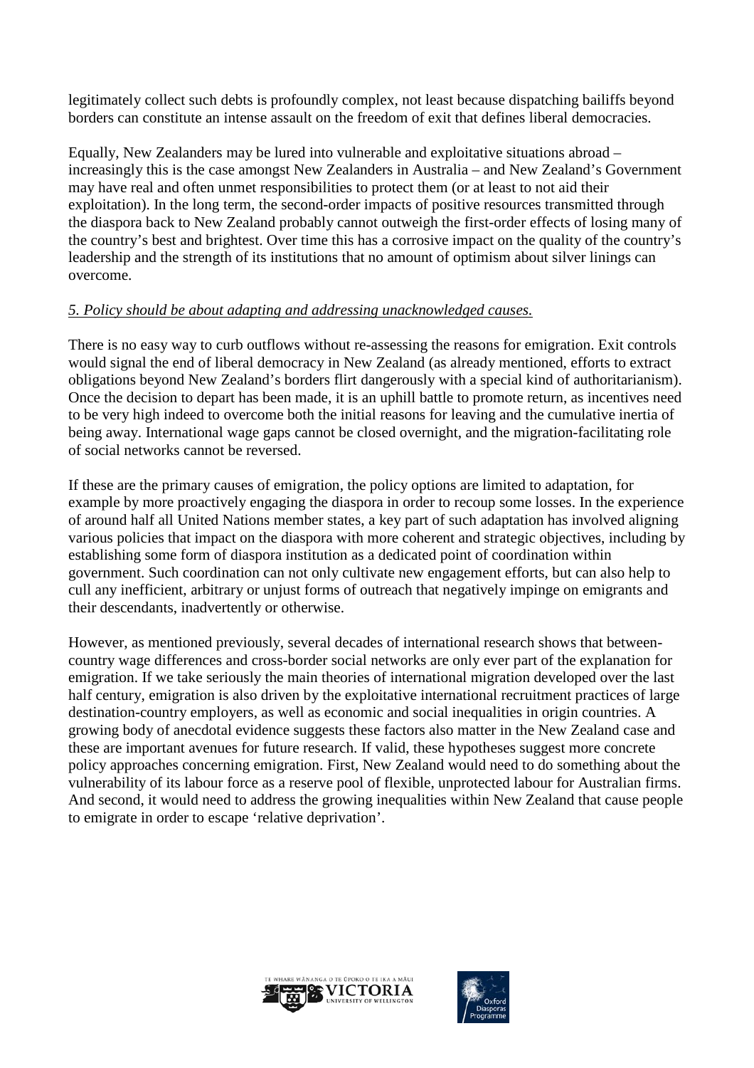legitimately collect such debts is profoundly complex, not least because dispatching bailiffs beyond borders can constitute an intense assault on the freedom of exit that defines liberal democracies.

Equally, New Zealanders may be lured into vulnerable and exploitative situations abroad – increasingly this is the case amongst New Zealanders in Australia – and New Zealand's Government may have real and often unmet responsibilities to protect them (or at least to not aid their exploitation). In the long term, the second-order impacts of positive resources transmitted through the diaspora back to New Zealand probably cannot outweigh the first-order effects of losing many of the country's best and brightest. Over time this has a corrosive impact on the quality of the country's leadership and the strength of its institutions that no amount of optimism about silver linings can overcome.

*5. Policy should be about adapting and addressing unacknowledged causes.*

There is no easy way to curb outflows without re-assessing the reasons for emigration. Exit controls would signal the end of liberal democracy in New Zealand (as already mentioned, efforts to extract obligations beyond New Zealand's borders flirt dangerously with a special kind of authoritarianism). Once the decision to depart has been made, it is an uphill battle to promote return, as incentives need to be very high indeed to overcome both the initial reasons for leaving and the cumulative inertia of being away. International wage gaps cannot be closed overnight, and the migration-facilitating role of social networks cannot be reversed.

If these are the primary causes of emigration, the policy options are limited to adaptation, for example by more proactively engaging the diaspora in order to recoup some losses. In the experience of around half all United Nations member states, a key part of such adaptation has involved aligning various policies that impact on the diaspora with more coherent and strategic objectives, including by establishing some form of diaspora institution as a dedicated point of coordination within government. Such coordination can not only cultivate new engagement efforts, but can also help to cull any inefficient, arbitrary or unjust forms of outreach that negatively impinge on emigrants and their descendants, inadvertently or otherwise.

However, as mentioned previously, several decades of international research shows that between-country wage differences and cross-border social networks are only ever part of the explanation for emigration. If we take seriously the main theories of international migration developed over the last half century, emigration is also driven by the exploitative international recruitment practices of large destination-country employers, as well as economic and social inequalities in origin countries. A growing body of anecdotal evidence suggests these factors also matter in the New Zealand case and these are important avenues for future research. If valid, these hypotheses suggest more concrete policy approaches concerning emigration. First, New Zealand would need to do something about the vulnerability of its labour force as a reserve pool of flexible, unprotected labour for Australian firms. And second, it would need to address the growing inequalities within New Zealand that cause people to emigrate in order to escape 'relative deprivation'.